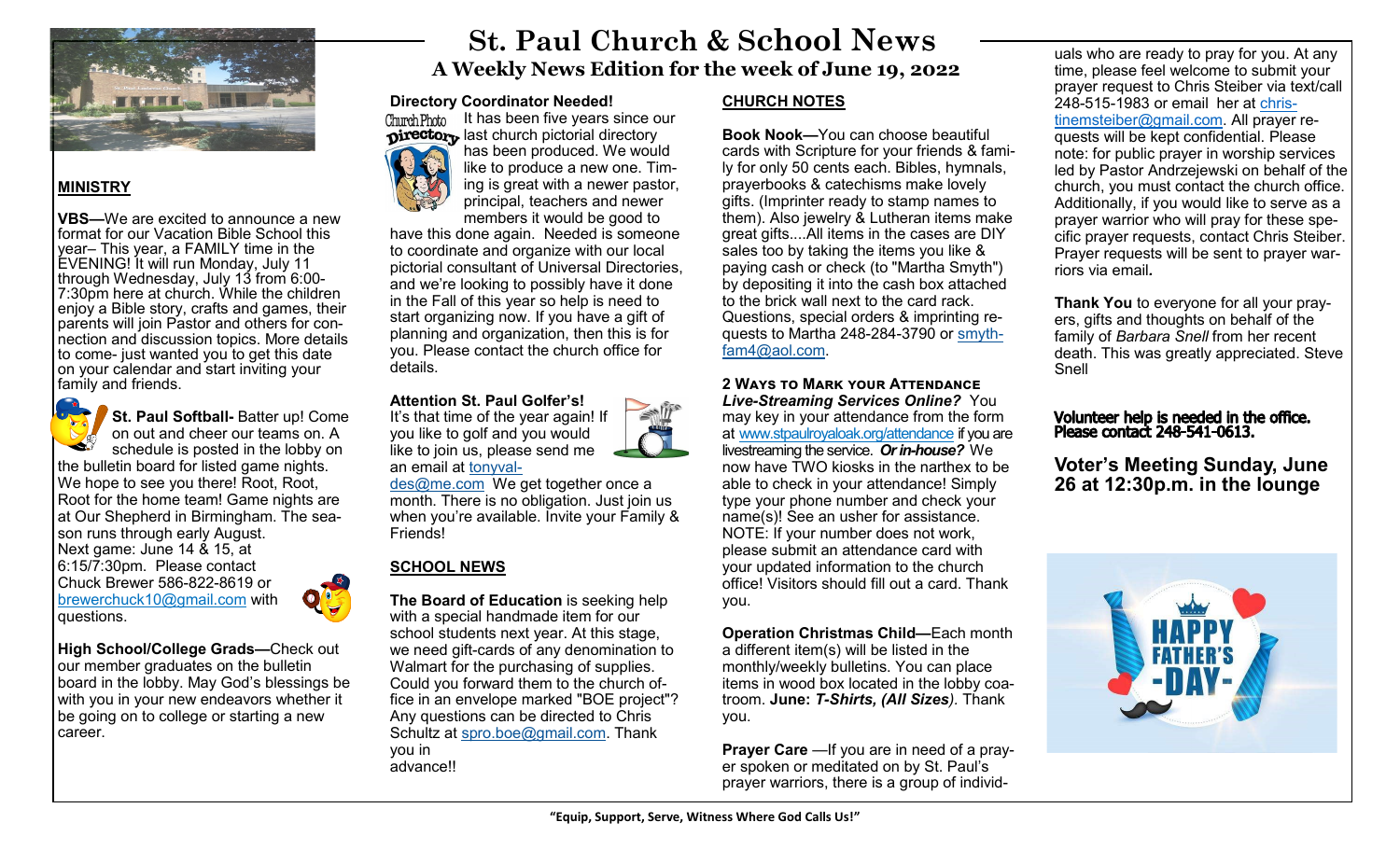# St. Paul Church & School News

## A Weekly News Edition for the week of June 19, 2022

### MINISTRY

**VBS—**We are excited to announce a new format for our Vacation Bible School this year– This year, a FAMILY time in the EVENING! It will run Monday, July 11 through Wednesday, July 13 from 6:00-7:30pm here at church. While the children enjoy a Bible story, crafts and games, their parents will join Pastor and others for connection and discussion topics. More details to come- just wanted you to get this date on your calendar and start inviting your family and friends.

**St. Paul Softball-** Batter up! Come on out and cheer our teams on. A schedule is posted in the lobby on the bulletin board for listed game nights. We hope to see you there! Root, Root, Root for the home team! Game nights are at Our Shepherd in Birmingham. The season runs through early August. Next game: June 14 & 15, at 6:15/7:30pm. Please contact Chuck Brewer 586-822-8619 or brewerchuck10@gmail.com with questions.

**High School/College Grads—**Check out our member graduates on the bulletin board in the lobby. May God's blessings be with you in your new endeavors whether it be going on to college or starting a new career.

**Directory Coordinator Needed!**

It has been five years since our last church pictorial directory has been produced. We would like to produce a new one. Timing is great with a newer pastor, principal, teachers and newer members it would be good to have this done again. Needed is someone to coordinate and organize with our local pictorial consultant of Universal Directories, and we're looking to possibly have it done in the Fall of this year so help is need to start organizing now. If you have a gift of planning and organization, then this is for you. Please contact the church office for details.

**Attention St. Paul Golfer's!**

It's that time of the year again! If you like to golf and you would like to join us, please send me an email at tonyvaldes@me.com We get together once a month. There is no obligation. Just join us when you're available. Invite your Family & Friends!

### SCHOOL NEWS

**The Board of Education** is seeking help with a special handmade item for our school students next year. At this stage, we need gift-cards of any denomination to Walmart for the purchasing of supplies. Could you forward them to the church office in an envelope marked "BOE project"? Any questions can be directed to Chris Schultz at spro.boe@gmail.com. Thank you in advance!!

### CHURCH NOTES

**Book Nook—**You can choose beautiful cards with Scripture for your friends & family for only 50 cents each. Bibles, hymnals, prayerbooks & catechisms make lovely gifts. (Imprinter ready to stamp names to them). Also jewelry & Lutheran items make great gifts....All items in the cases are DIY sales too by taking the items you like & paying cash or check (to "Martha Smyth") by depositing it into the cash box attached to the brick wall next to the card rack. Questions, special orders & imprinting requests to Martha 248-284-3790 or smythfam4@aol.com.

**2 Ways to Mark your Attendance**

***Live-Streaming Services Online?*** You may key in your attendance from the form at www.stpaulroyaloak.org/attendance if you are livestreaming the service. ***Or in-house?*** We now have TWO kiosks in the narthex to be able to check in your attendance! Simply type your phone number and check your name(s)! See an usher for assistance. NOTE: If your number does not work, please submit an attendance card with your updated information to the church office! Visitors should fill out a card. Thank you.

**Operation Christmas Child—**Each month a different item(s) will be listed in the monthly/weekly bulletins. You can place items in wood box located in the lobby coatroom. **June: *T-Shirts, (All Sizes)*.** Thank you.

**Prayer Care** —If you are in need of a prayer spoken or meditated on by St. Paul's prayer warriors, there is a group of individuals who are ready to pray for you. At any time, please feel welcome to submit your prayer request to Chris Steiber via text/call 248-515-1983 or email her at christinemsteiber@gmail.com. All prayer requests will be kept confidential. Please note: for public prayer in worship services led by Pastor Andrzejewski on behalf of the church, you must contact the church office. Additionally, if you would like to serve as a prayer warrior who will pray for these specific prayer requests, contact Chris Steiber. Prayer requests will be sent to prayer warriors via email.

**Thank You** to everyone for all your prayers, gifts and thoughts on behalf of the family of *Barbara Snell* from her recent death. This was greatly appreciated. Steve Snell

**Volunteer help is needed in the office. Please contact 248-541-0613.**

**Voter's Meeting Sunday, June 26 at 12:30p.m. in the lounge**

"Equip, Support, Serve, Witness Where God Calls Us!"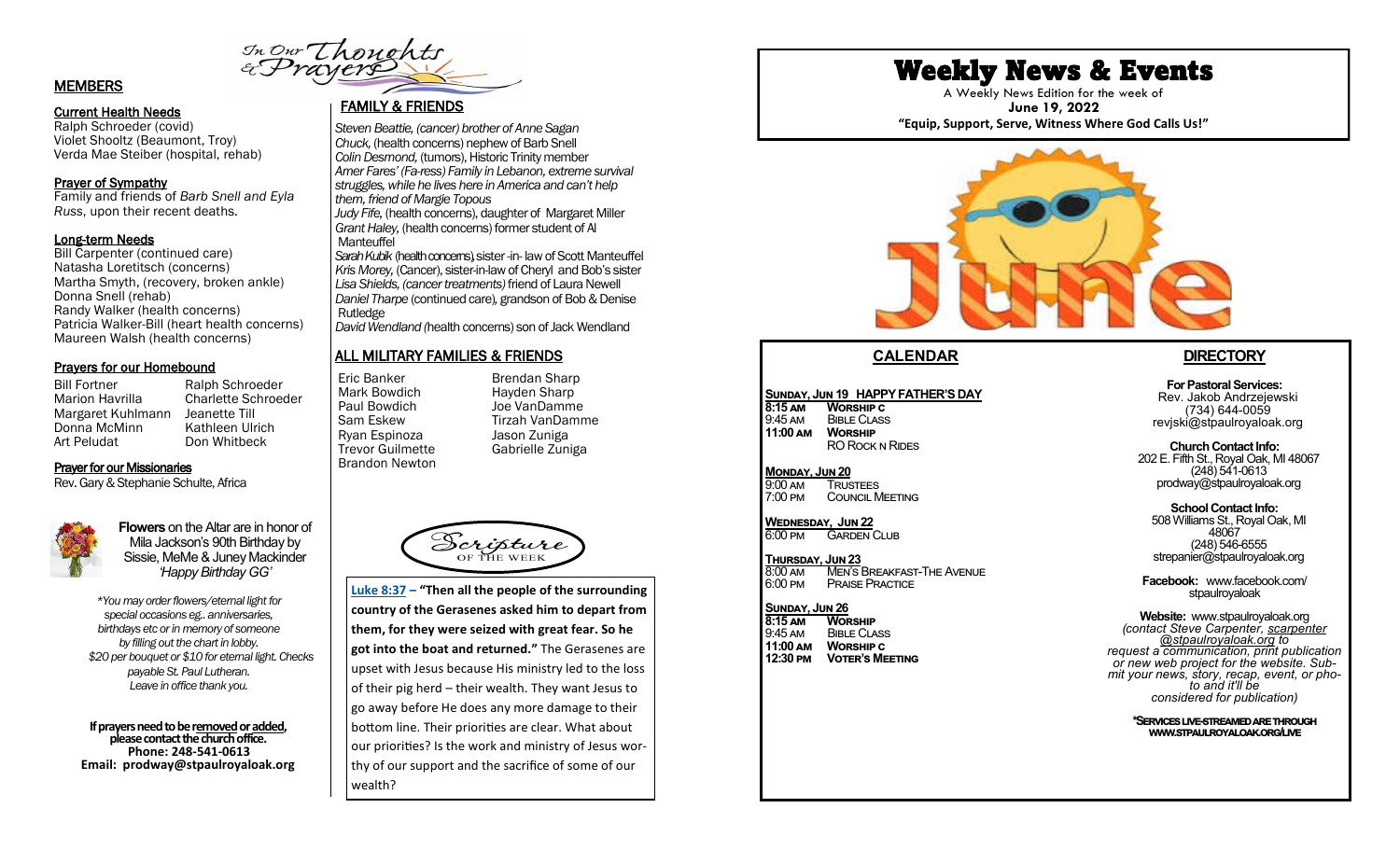# In Our Thoughts & Prayers

## MEMBERS

### Current Health Needs

Ralph Schroeder (covid)
Violet Shooltz (Beaumont, Troy)
Verda Mae Steiber (hospital, rehab)

### Prayer of Sympathy

Family and friends of *Barb Snell and Eyla Russ*, upon their recent deaths.

### Long-term Needs

Bill Carpenter (continued care)
Natasha Loretitsch (concerns)
Martha Smyth, (recovery, broken ankle)
Donna Snell (rehab)
Randy Walker (health concerns)
Patricia Walker-Bill (heart health concerns)
Maureen Walsh (health concerns)

### Prayers for our Homebound

| | |
|---|---|
| Bill Fortner | Ralph Schroeder |
| Marion Havrilla | Charlette Schroeder |
| Margaret Kuhlmann | Jeanette Till |
| Donna McMinn | Kathleen Ulrich |
| Art Peludat | Don Whitbeck |

### Prayer for our Missionaries

Rev. Gary & Stephanie Schulte, Africa

**Flowers** on the Altar are in honor of Mila Jackson's 90th Birthday by Sissie, MeMe & Juney Mackinder *'Happy Birthday GG'*

*\*You may order flowers/eternal light for special occasions eg.. anniversaries, birthdays etc or in memory of someone by filling out the chart in lobby. $20 per bouquet or $10 for eternal light. Checks payable St. Paul Lutheran. Leave in office thank you.*

**If prayers need to be removed or added, please contact the church office.**
**Phone: 248-541-0613**
**Email: prodway@stpaulroyaloak.org**

## FAMILY & FRIENDS

*Steven Beattie, (cancer) brother of Anne Sagan*
*Chuck,* (health concerns) nephew of Barb Snell
*Colin Desmond,* (tumors), Historic Trinity member
*Amer Fares' (Fa-ress) Family in Lebanon, extreme survival struggles, while he lives here in America and can't help them, friend of Margie Topous*
*Judy Fife,* (health concerns), daughter of Margaret Miller
*Grant Haley,* (health concerns) former student of Al Manteuffel
*Sarah Kubik* (health concerns), sister-in-law of Scott Manteuffel
*Kris Morey,* (Cancer), sister-in-law of Cheryl and Bob's sister
*Lisa Shields, (cancer treatments)* friend of Laura Newell
*Daniel Tharpe* (continued care), grandson of Bob & Denise Rutledge
*David Wendland (*health concerns) son of Jack Wendland

## ALL MILITARY FAMILIES & FRIENDS

| | |
|---|---|
| Eric Banker | Brendan Sharp |
| Mark Bowdich | Hayden Sharp |
| Paul Bowdich | Joe VanDamme |
| Sam Eskew | Tirzah VanDamme |
| Ryan Espinoza | Jason Zuniga |
| Trevor Guilmette | Gabrielle Zuniga |
| Brandon Newton | |

## Scripture of the Week

**Luke 8:37 – "Then all the people of the surrounding country of the Gerasenes asked him to depart from them, for they were seized with great fear. So he got into the boat and returned."** The Gerasenes are upset with Jesus because His ministry led to the loss of their pig herd – their wealth. They want Jesus to go away before He does any more damage to their bottom line. Their priorities are clear. What about our priorities? Is the work and ministry of Jesus worthy of our support and the sacrifice of some of our wealth?

# Weekly News & Events

A Weekly News Edition for the week of
**June 19, 2022**
**"Equip, Support, Serve, Witness Where God Calls Us!"**

## CALENDAR

**SUNDAY, JUN 19 HAPPY FATHER'S DAY**

| | |
|---|---|
| **8:15 AM** | **WORSHIP C** |
| 9:45 AM | BIBLE CLASS |
| **11:00 AM** | **WORSHIP** |
| | RO ROCK N RIDES |

**MONDAY, JUN 20**

| | |
|---|---|
| 9:00 AM | TRUSTEES |
| 7:00 PM | COUNCIL MEETING |

**WEDNESDAY, JUN 22**

| | |
|---|---|
| 6:00 PM | GARDEN CLUB |

**THURSDAY, JUN 23**

| | |
|---|---|
| 8:00 AM | MEN'S BREAKFAST-THE AVENUE |
| 6:00 PM | PRAISE PRACTICE |

**SUNDAY, JUN 26**

| | |
|---|---|
| **8:15 AM** | **WORSHIP** |
| 9:45 AM | BIBLE CLASS |
| **11:00 AM** | **WORSHIP C** |
| **12:30 PM** | **VOTER'S MEETING** |

## DIRECTORY

**For Pastoral Services:**
Rev. Jakob Andrzejewski
(734) 644-0059
revjski@stpaulroyaloak.org

**Church Contact Info:**
202 E. Fifth St., Royal Oak, MI 48067
(248) 541-0613
prodway@stpaulroyaloak.org

**School Contact Info:**
508 Williams St., Royal Oak, MI 48067
(248) 546-6555
strepanier@stpaulroyaloak.org

**Facebook:** www.facebook.com/stpaulroyaloak

**Website:** www.stpaulroyaloak.org
*(contact Steve Carpenter, scarpenter@stpaulroyaloak.org to request a communication, print publication or new web project for the website. Submit your news, story, recap, event, or photo to and it'll be considered for publication)*

**\*SERVICES LIVE-STREAMED ARE THROUGH WWW.STPAULROYALOAK.ORG/LIVE**